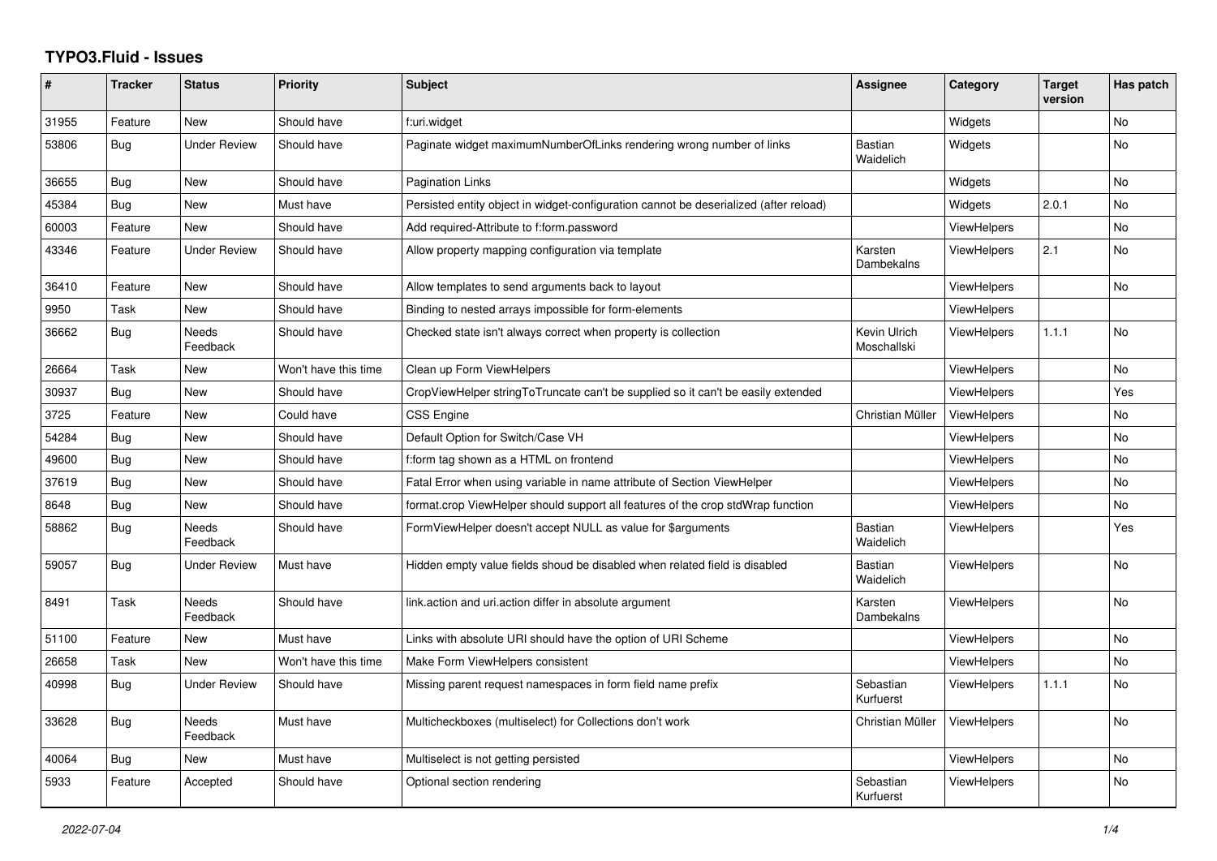# TYPO3.Fluid - Issues

| # | Tracker | Status | Priority | Subject | Assignee | Category | Target version | Has patch |
|---|---|---|---|---|---|---|---|---|
| 31955 | Feature | New | Should have | f:uri.widget | | Widgets | | No |
| 53806 | Bug | Under Review | Should have | Paginate widget maximumNumberOfLinks rendering wrong number of links | Bastian Waidelich | Widgets | | No |
| 36655 | Bug | New | Should have | Pagination Links | | Widgets | | No |
| 45384 | Bug | New | Must have | Persisted entity object in widget-configuration cannot be deserialized (after reload) | | Widgets | 2.0.1 | No |
| 60003 | Feature | New | Should have | Add required-Attribute to f:form.password | | ViewHelpers | | No |
| 43346 | Feature | Under Review | Should have | Allow property mapping configuration via template | Karsten Dambekalns | ViewHelpers | 2.1 | No |
| 36410 | Feature | New | Should have | Allow templates to send arguments back to layout | | ViewHelpers | | No |
| 9950 | Task | New | Should have | Binding to nested arrays impossible for form-elements | | ViewHelpers | | |
| 36662 | Bug | Needs Feedback | Should have | Checked state isn't always correct when property is collection | Kevin Ulrich Moschallski | ViewHelpers | 1.1.1 | No |
| 26664 | Task | New | Won't have this time | Clean up Form ViewHelpers | | ViewHelpers | | No |
| 30937 | Bug | New | Should have | CropViewHelper stringToTruncate can't be supplied so it can't be easily extended | | ViewHelpers | | Yes |
| 3725 | Feature | New | Could have | CSS Engine | Christian Müller | ViewHelpers | | No |
| 54284 | Bug | New | Should have | Default Option for Switch/Case VH | | ViewHelpers | | No |
| 49600 | Bug | New | Should have | f:form tag shown as a HTML on frontend | | ViewHelpers | | No |
| 37619 | Bug | New | Should have | Fatal Error when using variable in name attribute of Section ViewHelper | | ViewHelpers | | No |
| 8648 | Bug | New | Should have | format.crop ViewHelper should support all features of the crop stdWrap function | | ViewHelpers | | No |
| 58862 | Bug | Needs Feedback | Should have | FormViewHelper doesn't accept NULL as value for $arguments | Bastian Waidelich | ViewHelpers | | Yes |
| 59057 | Bug | Under Review | Must have | Hidden empty value fields shoud be disabled when related field is disabled | Bastian Waidelich | ViewHelpers | | No |
| 8491 | Task | Needs Feedback | Should have | link.action and uri.action differ in absolute argument | Karsten Dambekalns | ViewHelpers | | No |
| 51100 | Feature | New | Must have | Links with absolute URI should have the option of URI Scheme | | ViewHelpers | | No |
| 26658 | Task | New | Won't have this time | Make Form ViewHelpers consistent | | ViewHelpers | | No |
| 40998 | Bug | Under Review | Should have | Missing parent request namespaces in form field name prefix | Sebastian Kurfuerst | ViewHelpers | 1.1.1 | No |
| 33628 | Bug | Needs Feedback | Must have | Multicheckboxes (multiselect) for Collections don't work | Christian Müller | ViewHelpers | | No |
| 40064 | Bug | New | Must have | Multiselect is not getting persisted | | ViewHelpers | | No |
| 5933 | Feature | Accepted | Should have | Optional section rendering | Sebastian Kurfuerst | ViewHelpers | | No |

2022-07-04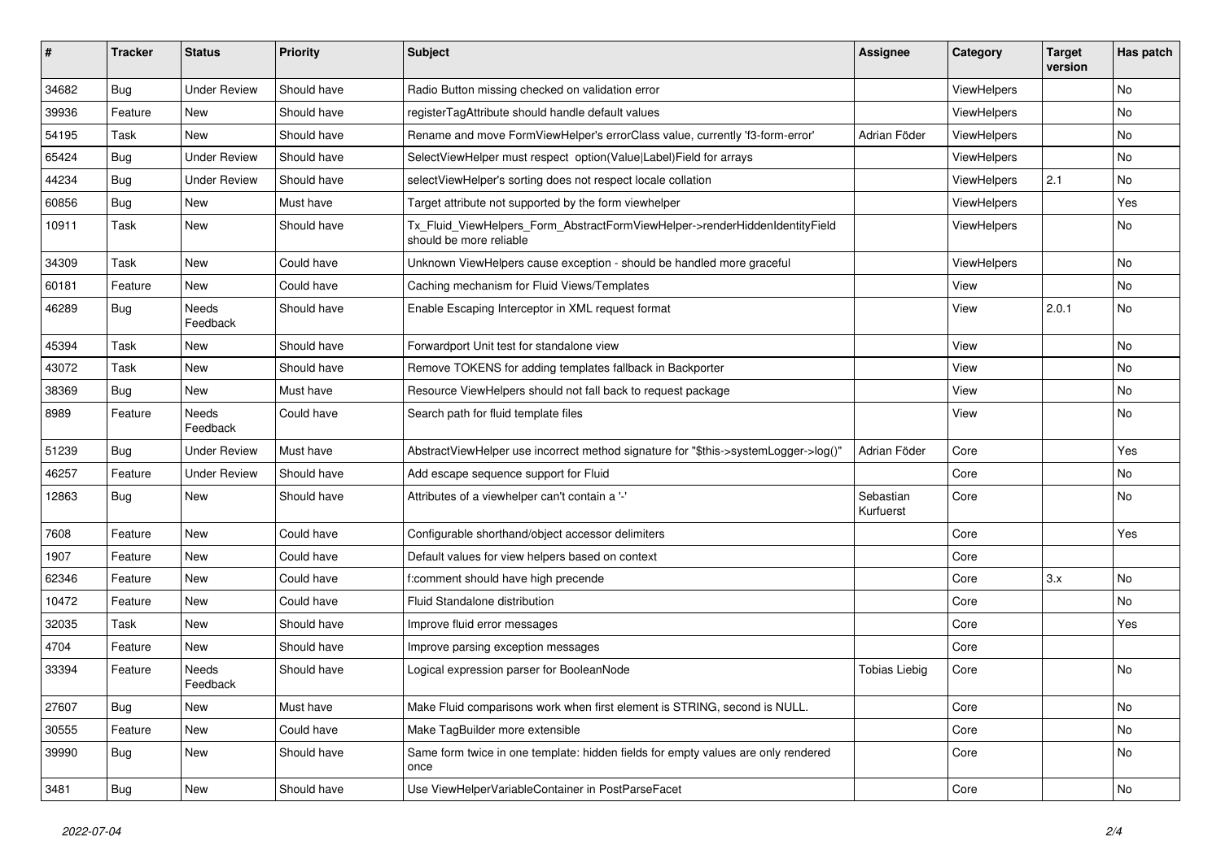| # | Tracker | Status | Priority | Subject | Assignee | Category | Target version | Has patch |
|---|---|---|---|---|---|---|---|---|
| 34682 | Bug | Under Review | Should have | Radio Button missing checked on validation error | | ViewHelpers | | No |
| 39936 | Feature | New | Should have | registerTagAttribute should handle default values | | ViewHelpers | | No |
| 54195 | Task | New | Should have | Rename and move FormViewHelper's errorClass value, currently 'f3-form-error' | Adrian Föder | ViewHelpers | | No |
| 65424 | Bug | Under Review | Should have | SelectViewHelper must respect option(Value\|Label)Field for arrays | | ViewHelpers | | No |
| 44234 | Bug | Under Review | Should have | selectViewHelper's sorting does not respect locale collation | | ViewHelpers | 2.1 | No |
| 60856 | Bug | New | Must have | Target attribute not supported by the form viewhelper | | ViewHelpers | | Yes |
| 10911 | Task | New | Should have | Tx_Fluid_ViewHelpers_Form_AbstractFormViewHelper->renderHiddenIdentityField should be more reliable | | ViewHelpers | | No |
| 34309 | Task | New | Could have | Unknown ViewHelpers cause exception - should be handled more graceful | | ViewHelpers | | No |
| 60181 | Feature | New | Could have | Caching mechanism for Fluid Views/Templates | | View | | No |
| 46289 | Bug | Needs Feedback | Should have | Enable Escaping Interceptor in XML request format | | View | 2.0.1 | No |
| 45394 | Task | New | Should have | Forwardport Unit test for standalone view | | View | | No |
| 43072 | Task | New | Should have | Remove TOKENS for adding templates fallback in Backporter | | View | | No |
| 38369 | Bug | New | Must have | Resource ViewHelpers should not fall back to request package | | View | | No |
| 8989 | Feature | Needs Feedback | Could have | Search path for fluid template files | | View | | No |
| 51239 | Bug | Under Review | Must have | AbstractViewHelper use incorrect method signature for "$this->systemLogger->log()" | Adrian Föder | Core | | Yes |
| 46257 | Feature | Under Review | Should have | Add escape sequence support for Fluid | | Core | | No |
| 12863 | Bug | New | Should have | Attributes of a viewhelper can't contain a '-' | Sebastian Kurfuerst | Core | | No |
| 7608 | Feature | New | Could have | Configurable shorthand/object accessor delimiters | | Core | | Yes |
| 1907 | Feature | New | Could have | Default values for view helpers based on context | | Core | | |
| 62346 | Feature | New | Could have | f:comment should have high precende | | Core | 3.x | No |
| 10472 | Feature | New | Could have | Fluid Standalone distribution | | Core | | No |
| 32035 | Task | New | Should have | Improve fluid error messages | | Core | | Yes |
| 4704 | Feature | New | Should have | Improve parsing exception messages | | Core | | |
| 33394 | Feature | Needs Feedback | Should have | Logical expression parser for BooleanNode | Tobias Liebig | Core | | No |
| 27607 | Bug | New | Must have | Make Fluid comparisons work when first element is STRING, second is NULL. | | Core | | No |
| 30555 | Feature | New | Could have | Make TagBuilder more extensible | | Core | | No |
| 39990 | Bug | New | Should have | Same form twice in one template: hidden fields for empty values are only rendered once | | Core | | No |
| 3481 | Bug | New | Should have | Use ViewHelperVariableContainer in PostParseFacet | | Core | | No |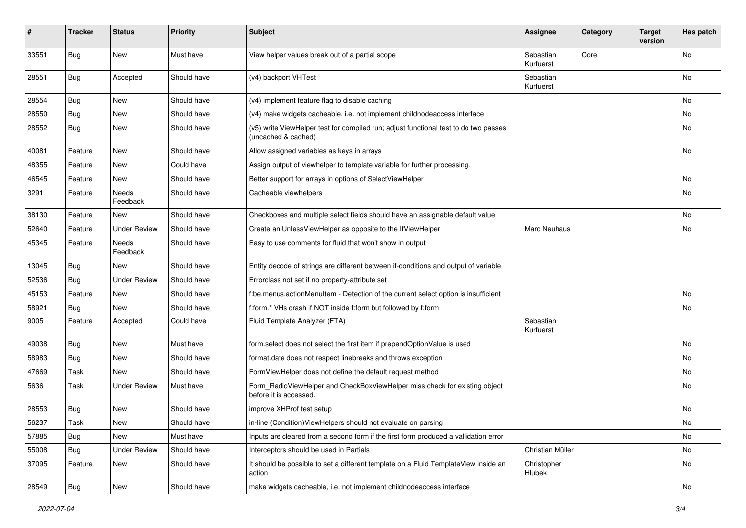| # | Tracker | Status | Priority | Subject | Assignee | Category | Target version | Has patch |
|---|---|---|---|---|---|---|---|---|
| 33551 | Bug | New | Must have | View helper values break out of a partial scope | Sebastian Kurfuerst | Core | | No |
| 28551 | Bug | Accepted | Should have | (v4) backport VHTest | Sebastian Kurfuerst | | | No |
| 28554 | Bug | New | Should have | (v4) implement feature flag to disable caching | | | | No |
| 28550 | Bug | New | Should have | (v4) make widgets cacheable, i.e. not implement childnodeaccess interface | | | | No |
| 28552 | Bug | New | Should have | (v5) write ViewHelper test for compiled run; adjust functional test to do two passes (uncached & cached) | | | | No |
| 40081 | Feature | New | Should have | Allow assigned variables as keys in arrays | | | | No |
| 48355 | Feature | New | Could have | Assign output of viewhelper to template variable for further processing. | | | | |
| 46545 | Feature | New | Should have | Better support for arrays in options of SelectViewHelper | | | | No |
| 3291 | Feature | Needs Feedback | Should have | Cacheable viewhelpers | | | | No |
| 38130 | Feature | New | Should have | Checkboxes and multiple select fields should have an assignable default value | | | | No |
| 52640 | Feature | Under Review | Should have | Create an UnlessViewHelper as opposite to the IfViewHelper | Marc Neuhaus | | | No |
| 45345 | Feature | Needs Feedback | Should have | Easy to use comments for fluid that won't show in output | | | | |
| 13045 | Bug | New | Should have | Entity decode of strings are different between if-conditions and output of variable | | | | |
| 52536 | Bug | Under Review | Should have | Errorclass not set if no property-attribute set | | | | |
| 45153 | Feature | New | Should have | f:be.menus.actionMenuItem - Detection of the current select option is insufficient | | | | No |
| 58921 | Bug | New | Should have | f:form.* VHs crash if NOT inside f:form but followed by f:form | | | | No |
| 9005 | Feature | Accepted | Could have | Fluid Template Analyzer (FTA) | Sebastian Kurfuerst | | | |
| 49038 | Bug | New | Must have | form.select does not select the first item if prependOptionValue is used | | | | No |
| 58983 | Bug | New | Should have | format.date does not respect linebreaks and throws exception | | | | No |
| 47669 | Task | New | Should have | FormViewHelper does not define the default request method | | | | No |
| 5636 | Task | Under Review | Must have | Form_RadioViewHelper and CheckBoxViewHelper miss check for existing object before it is accessed. | | | | No |
| 28553 | Bug | New | Should have | improve XHProf test setup | | | | No |
| 56237 | Task | New | Should have | in-line (Condition)ViewHelpers should not evaluate on parsing | | | | No |
| 57885 | Bug | New | Must have | Inputs are cleared from a second form if the first form produced a vallidation error | | | | No |
| 55008 | Bug | Under Review | Should have | Interceptors should be used in Partials | Christian Müller | | | No |
| 37095 | Feature | New | Should have | It should be possible to set a different template on a Fluid TemplateView inside an action | Christopher Hlubek | | | No |
| 28549 | Bug | New | Should have | make widgets cacheable, i.e. not implement childnodeaccess interface | | | | No |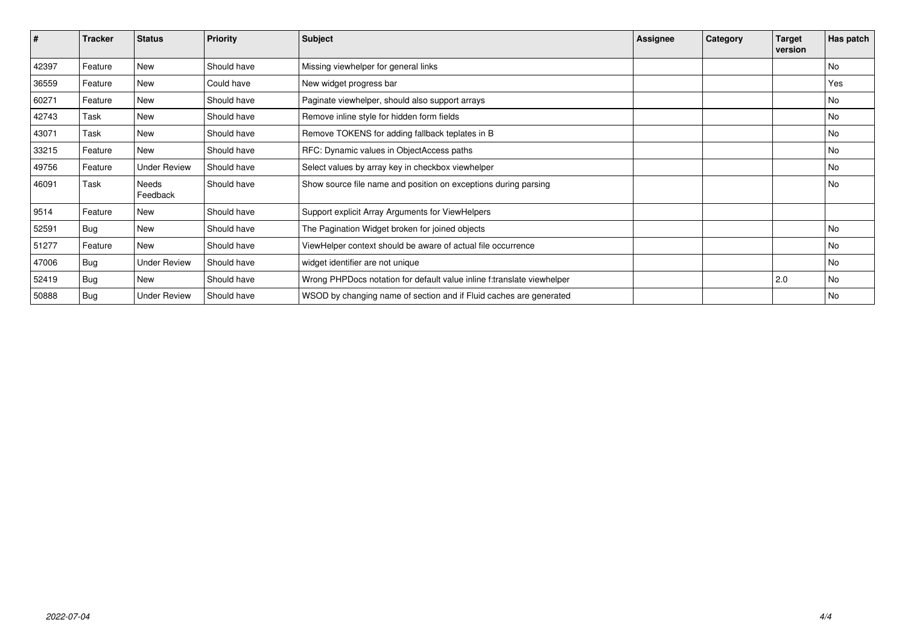| # | Tracker | Status | Priority | Subject | Assignee | Category | Target version | Has patch |
|---|---|---|---|---|---|---|---|---|
| 42397 | Feature | New | Should have | Missing viewhelper for general links | | | | No |
| 36559 | Feature | New | Could have | New widget progress bar | | | | Yes |
| 60271 | Feature | New | Should have | Paginate viewhelper, should also support arrays | | | | No |
| 42743 | Task | New | Should have | Remove inline style for hidden form fields | | | | No |
| 43071 | Task | New | Should have | Remove TOKENS for adding fallback teplates in B | | | | No |
| 33215 | Feature | New | Should have | RFC: Dynamic values in ObjectAccess paths | | | | No |
| 49756 | Feature | Under Review | Should have | Select values by array key in checkbox viewhelper | | | | No |
| 46091 | Task | Needs Feedback | Should have | Show source file name and position on exceptions during parsing | | | | No |
| 9514 | Feature | New | Should have | Support explicit Array Arguments for ViewHelpers | | | | |
| 52591 | Bug | New | Should have | The Pagination Widget broken for joined objects | | | | No |
| 51277 | Feature | New | Should have | ViewHelper context should be aware of actual file occurrence | | | | No |
| 47006 | Bug | Under Review | Should have | widget identifier are not unique | | | | No |
| 52419 | Bug | New | Should have | Wrong PHPDocs notation for default value inline f:translate viewhelper | | | 2.0 | No |
| 50888 | Bug | Under Review | Should have | WSOD by changing name of section and if Fluid caches are generated | | | | No |

2022-07-04